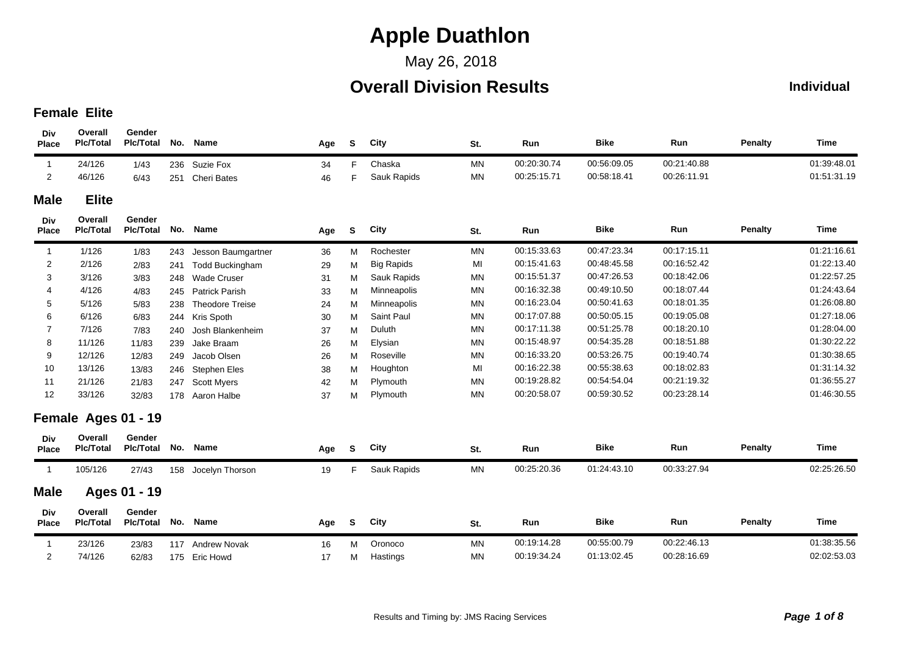# Apple Duathlon

May 26, 2018

## Overall Division Results

**Individual**

### Female Elite

| Div Place | Overall Plc/Total | Gender Plc/Total | No. | Name | Age | S | City | St. | Run | Bike | Run | Penalty | Time |
|---|---|---|---|---|---|---|---|---|---|---|---|---|---|
| 1 | 24/126 | 1/43 | 236 | Suzie Fox | 34 | F | Chaska | MN | 00:20:30.74 | 00:56:09.05 | 00:21:40.88 | | 01:39:48.01 |
| 2 | 46/126 | 6/43 | 251 | Cheri Bates | 46 | F | Sauk Rapids | MN | 00:25:15.71 | 00:58:18.41 | 00:26:11.91 | | 01:51:31.19 |

### Male Elite

| Div Place | Overall Plc/Total | Gender Plc/Total | No. | Name | Age | S | City | St. | Run | Bike | Run | Penalty | Time |
|---|---|---|---|---|---|---|---|---|---|---|---|---|---|
| 1 | 1/126 | 1/83 | 243 | Jesson Baumgartner | 36 | M | Rochester | MN | 00:15:33.63 | 00:47:23.34 | 00:17:15.11 | | 01:21:16.61 |
| 2 | 2/126 | 2/83 | 241 | Todd Buckingham | 29 | M | Big Rapids | MI | 00:15:41.63 | 00:48:45.58 | 00:16:52.42 | | 01:22:13.40 |
| 3 | 3/126 | 3/83 | 248 | Wade Cruser | 31 | M | Sauk Rapids | MN | 00:15:51.37 | 00:47:26.53 | 00:18:42.06 | | 01:22:57.25 |
| 4 | 4/126 | 4/83 | 245 | Patrick Parish | 33 | M | Minneapolis | MN | 00:16:32.38 | 00:49:10.50 | 00:18:07.44 | | 01:24:43.64 |
| 5 | 5/126 | 5/83 | 238 | Theodore Treise | 24 | M | Minneapolis | MN | 00:16:23.04 | 00:50:41.63 | 00:18:01.35 | | 01:26:08.80 |
| 6 | 6/126 | 6/83 | 244 | Kris Spoth | 30 | M | Saint Paul | MN | 00:17:07.88 | 00:50:05.15 | 00:19:05.08 | | 01:27:18.06 |
| 7 | 7/126 | 7/83 | 240 | Josh Blankenheim | 37 | M | Duluth | MN | 00:17:11.38 | 00:51:25.78 | 00:18:20.10 | | 01:28:04.00 |
| 8 | 11/126 | 11/83 | 239 | Jake Braam | 26 | M | Elysian | MN | 00:15:48.97 | 00:54:35.28 | 00:18:51.88 | | 01:30:22.22 |
| 9 | 12/126 | 12/83 | 249 | Jacob Olsen | 26 | M | Roseville | MN | 00:16:33.20 | 00:53:26.75 | 00:19:40.74 | | 01:30:38.65 |
| 10 | 13/126 | 13/83 | 246 | Stephen Eles | 38 | M | Houghton | MI | 00:16:22.38 | 00:55:38.63 | 00:18:02.83 | | 01:31:14.32 |
| 11 | 21/126 | 21/83 | 247 | Scott Myers | 42 | M | Plymouth | MN | 00:19:28.82 | 00:54:54.04 | 00:21:19.32 | | 01:36:55.27 |
| 12 | 33/126 | 32/83 | 178 | Aaron Halbe | 37 | M | Plymouth | MN | 00:20:58.07 | 00:59:30.52 | 00:23:28.14 | | 01:46:30.55 |

### Female Ages 01 - 19

| Div Place | Overall Plc/Total | Gender Plc/Total | No. | Name | Age | S | City | St. | Run | Bike | Run | Penalty | Time |
|---|---|---|---|---|---|---|---|---|---|---|---|---|---|
| 1 | 105/126 | 27/43 | 158 | Jocelyn Thorson | 19 | F | Sauk Rapids | MN | 00:25:20.36 | 01:24:43.10 | 00:33:27.94 | | 02:25:26.50 |

### Male Ages 01 - 19

| Div Place | Overall Plc/Total | Gender Plc/Total | No. | Name | Age | S | City | St. | Run | Bike | Run | Penalty | Time |
|---|---|---|---|---|---|---|---|---|---|---|---|---|---|
| 1 | 23/126 | 23/83 | 117 | Andrew Novak | 16 | M | Oronoco | MN | 00:19:14.28 | 00:55:00.79 | 00:22:46.13 | | 01:38:35.56 |
| 2 | 74/126 | 62/83 | 175 | Eric Howd | 17 | M | Hastings | MN | 00:19:34.24 | 01:13:02.45 | 00:28:16.69 | | 02:02:53.03 |

Results and Timing by: JMS Racing Services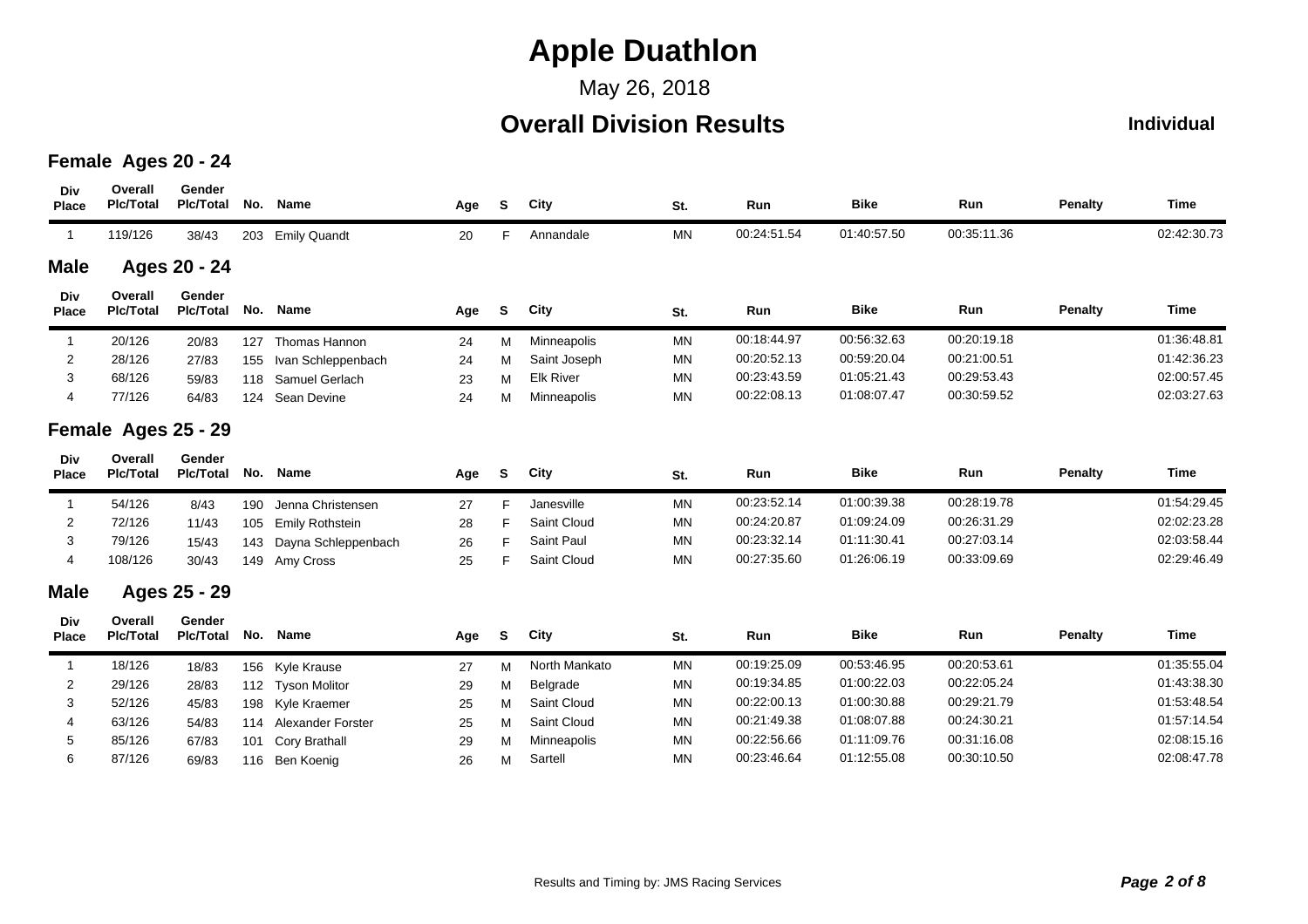# Apple Duathlon

May 26, 2018

## Overall Division Results

**Individual**

### Female Ages 20 - 24

| Div Place | Overall Plc/Total | Gender Plc/Total | No. | Name | Age | S | City | St. | Run | Bike | Run | Penalty | Time |
|---|---|---|---|---|---|---|---|---|---|---|---|---|---|
| 1 | 119/126 | 38/43 | 203 | Emily Quandt | 20 | F | Annandale | MN | 00:24:51.54 | 01:40:57.50 | 00:35:11.36 | | 02:42:30.73 |

### Male Ages 20 - 24

| Div Place | Overall Plc/Total | Gender Plc/Total | No. | Name | Age | S | City | St. | Run | Bike | Run | Penalty | Time |
|---|---|---|---|---|---|---|---|---|---|---|---|---|---|
| 1 | 20/126 | 20/83 | 127 | Thomas Hannon | 24 | M | Minneapolis | MN | 00:18:44.97 | 00:56:32.63 | 00:20:19.18 | | 01:36:48.81 |
| 2 | 28/126 | 27/83 | 155 | Ivan Schleppenbach | 24 | M | Saint Joseph | MN | 00:20:52.13 | 00:59:20.04 | 00:21:00.51 | | 01:42:36.23 |
| 3 | 68/126 | 59/83 | 118 | Samuel Gerlach | 23 | M | Elk River | MN | 00:23:43.59 | 01:05:21.43 | 00:29:53.43 | | 02:00:57.45 |
| 4 | 77/126 | 64/83 | 124 | Sean Devine | 24 | M | Minneapolis | MN | 00:22:08.13 | 01:08:07.47 | 00:30:59.52 | | 02:03:27.63 |

### Female Ages 25 - 29

| Div Place | Overall Plc/Total | Gender Plc/Total | No. | Name | Age | S | City | St. | Run | Bike | Run | Penalty | Time |
|---|---|---|---|---|---|---|---|---|---|---|---|---|---|
| 1 | 54/126 | 8/43 | 190 | Jenna Christensen | 27 | F | Janesville | MN | 00:23:52.14 | 01:00:39.38 | 00:28:19.78 | | 01:54:29.45 |
| 2 | 72/126 | 11/43 | 105 | Emily Rothstein | 28 | F | Saint Cloud | MN | 00:24:20.87 | 01:09:24.09 | 00:26:31.29 | | 02:02:23.28 |
| 3 | 79/126 | 15/43 | 143 | Dayna Schleppenbach | 26 | F | Saint Paul | MN | 00:23:32.14 | 01:11:30.41 | 00:27:03.14 | | 02:03:58.44 |
| 4 | 108/126 | 30/43 | 149 | Amy Cross | 25 | F | Saint Cloud | MN | 00:27:35.60 | 01:26:06.19 | 00:33:09.69 | | 02:29:46.49 |

### Male Ages 25 - 29

| Div Place | Overall Plc/Total | Gender Plc/Total | No. | Name | Age | S | City | St. | Run | Bike | Run | Penalty | Time |
|---|---|---|---|---|---|---|---|---|---|---|---|---|---|
| 1 | 18/126 | 18/83 | 156 | Kyle Krause | 27 | M | North Mankato | MN | 00:19:25.09 | 00:53:46.95 | 00:20:53.61 | | 01:35:55.04 |
| 2 | 29/126 | 28/83 | 112 | Tyson Molitor | 29 | M | Belgrade | MN | 00:19:34.85 | 01:00:22.03 | 00:22:05.24 | | 01:43:38.30 |
| 3 | 52/126 | 45/83 | 198 | Kyle Kraemer | 25 | M | Saint Cloud | MN | 00:22:00.13 | 01:00:30.88 | 00:29:21.79 | | 01:53:48.54 |
| 4 | 63/126 | 54/83 | 114 | Alexander Forster | 25 | M | Saint Cloud | MN | 00:21:49.38 | 01:08:07.88 | 00:24:30.21 | | 01:57:14.54 |
| 5 | 85/126 | 67/83 | 101 | Cory Brathall | 29 | M | Minneapolis | MN | 00:22:56.66 | 01:11:09.76 | 00:31:16.08 | | 02:08:15.16 |
| 6 | 87/126 | 69/83 | 116 | Ben Koenig | 26 | M | Sartell | MN | 00:23:46.64 | 01:12:55.08 | 00:30:10.50 | | 02:08:47.78 |

Results and Timing by: JMS Racing Services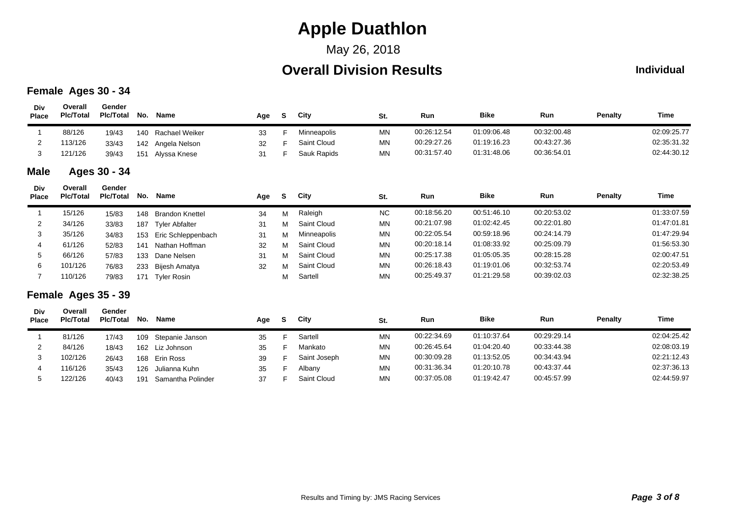# Apple Duathlon

May 26, 2018

## Overall Division Results

**Individual**

### Female Ages 30 - 34

| Div Place | Overall Plc/Total | Gender Plc/Total | No. | Name | Age | S | City | St. | Run | Bike | Run | Penalty | Time |
|---|---|---|---|---|---|---|---|---|---|---|---|---|---|
| 1 | 88/126 | 19/43 | 140 | Rachael Weiker | 33 | F | Minneapolis | MN | 00:26:12.54 | 01:09:06.48 | 00:32:00.48 | | 02:09:25.77 |
| 2 | 113/126 | 33/43 | 142 | Angela Nelson | 32 | F | Saint Cloud | MN | 00:29:27.26 | 01:19:16.23 | 00:43:27.36 | | 02:35:31.32 |
| 3 | 121/126 | 39/43 | 151 | Alyssa Knese | 31 | F | Sauk Rapids | MN | 00:31:57.40 | 01:31:48.06 | 00:36:54.01 | | 02:44:30.12 |

### Male Ages 30 - 34

| Div Place | Overall Plc/Total | Gender Plc/Total | No. | Name | Age | S | City | St. | Run | Bike | Run | Penalty | Time |
|---|---|---|---|---|---|---|---|---|---|---|---|---|---|
| 1 | 15/126 | 15/83 | 148 | Brandon Knettel | 34 | M | Raleigh | NC | 00:18:56.20 | 00:51:46.10 | 00:20:53.02 | | 01:33:07.59 |
| 2 | 34/126 | 33/83 | 187 | Tyler Abfalter | 31 | M | Saint Cloud | MN | 00:21:07.98 | 01:02:42.45 | 00:22:01.80 | | 01:47:01.81 |
| 3 | 35/126 | 34/83 | 153 | Eric Schleppenbach | 31 | M | Minneapolis | MN | 00:22:05.54 | 00:59:18.96 | 00:24:14.79 | | 01:47:29.94 |
| 4 | 61/126 | 52/83 | 141 | Nathan Hoffman | 32 | M | Saint Cloud | MN | 00:20:18.14 | 01:08:33.92 | 00:25:09.79 | | 01:56:53.30 |
| 5 | 66/126 | 57/83 | 133 | Dane Nelsen | 31 | M | Saint Cloud | MN | 00:25:17.38 | 01:05:05.35 | 00:28:15.28 | | 02:00:47.51 |
| 6 | 101/126 | 76/83 | 233 | Bijesh Amatya | 32 | M | Saint Cloud | MN | 00:26:18.43 | 01:19:01.06 | 00:32:53.74 | | 02:20:53.49 |
| 7 | 110/126 | 79/83 | 171 | Tyler Rosin | | M | Sartell | MN | 00:25:49.37 | 01:21:29.58 | 00:39:02.03 | | 02:32:38.25 |

### Female Ages 35 - 39

| Div Place | Overall Plc/Total | Gender Plc/Total | No. | Name | Age | S | City | St. | Run | Bike | Run | Penalty | Time |
|---|---|---|---|---|---|---|---|---|---|---|---|---|---|
| 1 | 81/126 | 17/43 | 109 | Stepanie Janson | 35 | F | Sartell | MN | 00:22:34.69 | 01:10:37.64 | 00:29:29.14 | | 02:04:25.42 |
| 2 | 84/126 | 18/43 | 162 | Liz Johnson | 35 | F | Mankato | MN | 00:26:45.64 | 01:04:20.40 | 00:33:44.38 | | 02:08:03.19 |
| 3 | 102/126 | 26/43 | 168 | Erin Ross | 39 | F | Saint Joseph | MN | 00:30:09.28 | 01:13:52.05 | 00:34:43.94 | | 02:21:12.43 |
| 4 | 116/126 | 35/43 | 126 | Julianna Kuhn | 35 | F | Albany | MN | 00:31:36.34 | 01:20:10.78 | 00:43:37.44 | | 02:37:36.13 |
| 5 | 122/126 | 40/43 | 191 | Samantha Polinder | 37 | F | Saint Cloud | MN | 00:37:05.08 | 01:19:42.47 | 00:45:57.99 | | 02:44:59.97 |

Results and Timing by: JMS Racing Services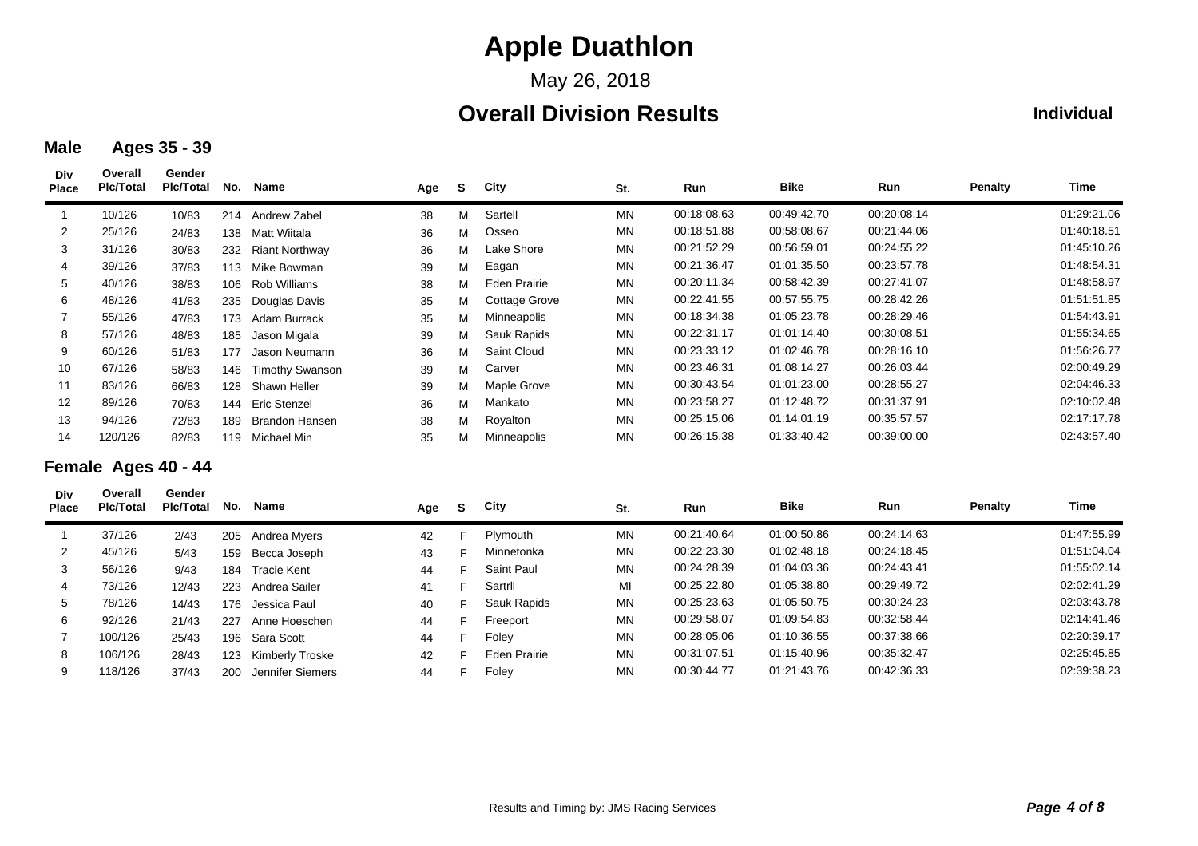# Apple Duathlon

May 26, 2018

## Overall Division Results

**Individual**

### Male Ages 35 - 39

| Div Place | Overall Plc/Total | Gender Plc/Total | No. | Name | Age | S | City | St. | Run | Bike | Run | Penalty | Time |
|---|---|---|---|---|---|---|---|---|---|---|---|---|---|
| 1 | 10/126 | 10/83 | 214 | Andrew Zabel | 38 | M | Sartell | MN | 00:18:08.63 | 00:49:42.70 | 00:20:08.14 | | 01:29:21.06 |
| 2 | 25/126 | 24/83 | 138 | Matt Wiitala | 36 | M | Osseo | MN | 00:18:51.88 | 00:58:08.67 | 00:21:44.06 | | 01:40:18.51 |
| 3 | 31/126 | 30/83 | 232 | Riant Northway | 36 | M | Lake Shore | MN | 00:21:52.29 | 00:56:59.01 | 00:24:55.22 | | 01:45:10.26 |
| 4 | 39/126 | 37/83 | 113 | Mike Bowman | 39 | M | Eagan | MN | 00:21:36.47 | 01:01:35.50 | 00:23:57.78 | | 01:48:54.31 |
| 5 | 40/126 | 38/83 | 106 | Rob Williams | 38 | M | Eden Prairie | MN | 00:20:11.34 | 00:58:42.39 | 00:27:41.07 | | 01:48:58.97 |
| 6 | 48/126 | 41/83 | 235 | Douglas Davis | 35 | M | Cottage Grove | MN | 00:22:41.55 | 00:57:55.75 | 00:28:42.26 | | 01:51:51.85 |
| 7 | 55/126 | 47/83 | 173 | Adam Burrack | 35 | M | Minneapolis | MN | 00:18:34.38 | 01:05:23.78 | 00:28:29.46 | | 01:54:43.91 |
| 8 | 57/126 | 48/83 | 185 | Jason Migala | 39 | M | Sauk Rapids | MN | 00:22:31.17 | 01:01:14.40 | 00:30:08.51 | | 01:55:34.65 |
| 9 | 60/126 | 51/83 | 177 | Jason Neumann | 36 | M | Saint Cloud | MN | 00:23:33.12 | 01:02:46.78 | 00:28:16.10 | | 01:56:26.77 |
| 10 | 67/126 | 58/83 | 146 | Timothy Swanson | 39 | M | Carver | MN | 00:23:46.31 | 01:08:14.27 | 00:26:03.44 | | 02:00:49.29 |
| 11 | 83/126 | 66/83 | 128 | Shawn Heller | 39 | M | Maple Grove | MN | 00:30:43.54 | 01:01:23.00 | 00:28:55.27 | | 02:04:46.33 |
| 12 | 89/126 | 70/83 | 144 | Eric Stenzel | 36 | M | Mankato | MN | 00:23:58.27 | 01:12:48.72 | 00:31:37.91 | | 02:10:02.48 |
| 13 | 94/126 | 72/83 | 189 | Brandon Hansen | 38 | M | Royalton | MN | 00:25:15.06 | 01:14:01.19 | 00:35:57.57 | | 02:17:17.78 |
| 14 | 120/126 | 82/83 | 119 | Michael Min | 35 | M | Minneapolis | MN | 00:26:15.38 | 01:33:40.42 | 00:39:00.00 | | 02:43:57.40 |

### Female Ages 40 - 44

| Div Place | Overall Plc/Total | Gender Plc/Total | No. | Name | Age | S | City | St. | Run | Bike | Run | Penalty | Time |
|---|---|---|---|---|---|---|---|---|---|---|---|---|---|
| 1 | 37/126 | 2/43 | 205 | Andrea Myers | 42 | F | Plymouth | MN | 00:21:40.64 | 01:00:50.86 | 00:24:14.63 | | 01:47:55.99 |
| 2 | 45/126 | 5/43 | 159 | Becca Joseph | 43 | F | Minnetonka | MN | 00:22:23.30 | 01:02:48.18 | 00:24:18.45 | | 01:51:04.04 |
| 3 | 56/126 | 9/43 | 184 | Tracie Kent | 44 | F | Saint Paul | MN | 00:24:28.39 | 01:04:03.36 | 00:24:43.41 | | 01:55:02.14 |
| 4 | 73/126 | 12/43 | 223 | Andrea Sailer | 41 | F | Sartrll | MI | 00:25:22.80 | 01:05:38.80 | 00:29:49.72 | | 02:02:41.29 |
| 5 | 78/126 | 14/43 | 176 | Jessica Paul | 40 | F | Sauk Rapids | MN | 00:25:23.63 | 01:05:50.75 | 00:30:24.23 | | 02:03:43.78 |
| 6 | 92/126 | 21/43 | 227 | Anne Hoeschen | 44 | F | Freeport | MN | 00:29:58.07 | 01:09:54.83 | 00:32:58.44 | | 02:14:41.46 |
| 7 | 100/126 | 25/43 | 196 | Sara Scott | 44 | F | Foley | MN | 00:28:05.06 | 01:10:36.55 | 00:37:38.66 | | 02:20:39.17 |
| 8 | 106/126 | 28/43 | 123 | Kimberly Troske | 42 | F | Eden Prairie | MN | 00:31:07.51 | 01:15:40.96 | 00:35:32.47 | | 02:25:45.85 |
| 9 | 118/126 | 37/43 | 200 | Jennifer Siemers | 44 | F | Foley | MN | 00:30:44.77 | 01:21:43.76 | 00:42:36.33 | | 02:39:38.23 |

Results and Timing by: JMS Racing Services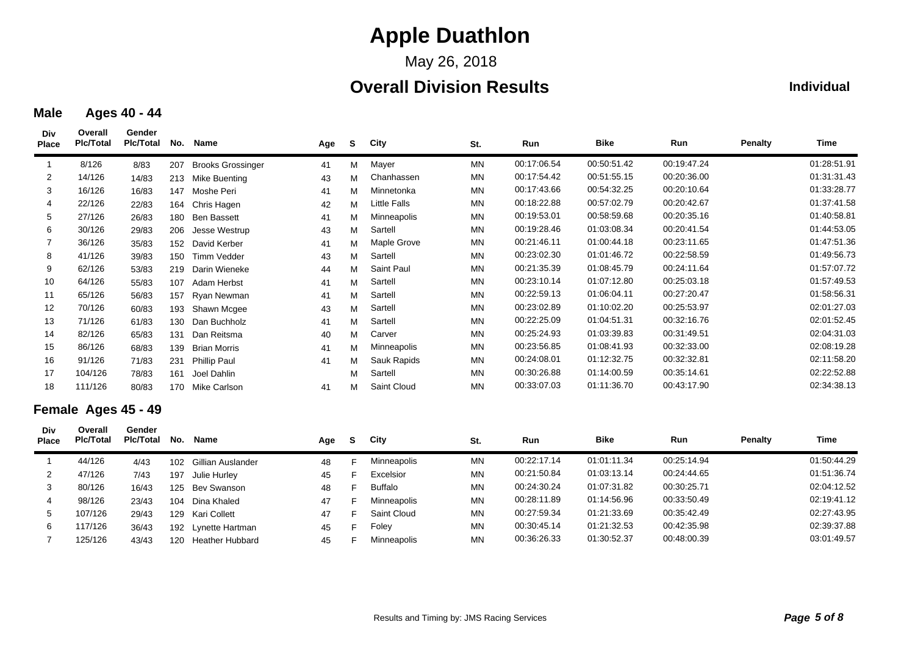# Apple Duathlon

May 26, 2018

## Overall Division Results

**Individual**

### Male Ages 40 - 44

| Div Place | Overall Plc/Total | Gender Plc/Total | No. | Name | Age | S | City | St. | Run | Bike | Run | Penalty | Time |
|---|---|---|---|---|---|---|---|---|---|---|---|---|---|
| 1 | 8/126 | 8/83 | 207 | Brooks Grossinger | 41 | M | Mayer | MN | 00:17:06.54 | 00:50:51.42 | 00:19:47.24 | | 01:28:51.91 |
| 2 | 14/126 | 14/83 | 213 | Mike Buenting | 43 | M | Chanhassen | MN | 00:17:54.42 | 00:51:55.15 | 00:20:36.00 | | 01:31:31.43 |
| 3 | 16/126 | 16/83 | 147 | Moshe Peri | 41 | M | Minnetonka | MN | 00:17:43.66 | 00:54:32.25 | 00:20:10.64 | | 01:33:28.77 |
| 4 | 22/126 | 22/83 | 164 | Chris Hagen | 42 | M | Little Falls | MN | 00:18:22.88 | 00:57:02.79 | 00:20:42.67 | | 01:37:41.58 |
| 5 | 27/126 | 26/83 | 180 | Ben Bassett | 41 | M | Minneapolis | MN | 00:19:53.01 | 00:58:59.68 | 00:20:35.16 | | 01:40:58.81 |
| 6 | 30/126 | 29/83 | 206 | Jesse Westrup | 43 | M | Sartell | MN | 00:19:28.46 | 01:03:08.34 | 00:20:41.54 | | 01:44:53.05 |
| 7 | 36/126 | 35/83 | 152 | David Kerber | 41 | M | Maple Grove | MN | 00:21:46.11 | 01:00:44.18 | 00:23:11.65 | | 01:47:51.36 |
| 8 | 41/126 | 39/83 | 150 | Timm Vedder | 43 | M | Sartell | MN | 00:23:02.30 | 01:01:46.72 | 00:22:58.59 | | 01:49:56.73 |
| 9 | 62/126 | 53/83 | 219 | Darin Wieneke | 44 | M | Saint Paul | MN | 00:21:35.39 | 01:08:45.79 | 00:24:11.64 | | 01:57:07.72 |
| 10 | 64/126 | 55/83 | 107 | Adam Herbst | 41 | M | Sartell | MN | 00:23:10.14 | 01:07:12.80 | 00:25:03.18 | | 01:57:49.53 |
| 11 | 65/126 | 56/83 | 157 | Ryan Newman | 41 | M | Sartell | MN | 00:22:59.13 | 01:06:04.11 | 00:27:20.47 | | 01:58:56.31 |
| 12 | 70/126 | 60/83 | 193 | Shawn Mcgee | 43 | M | Sartell | MN | 00:23:02.89 | 01:10:02.20 | 00:25:53.97 | | 02:01:27.03 |
| 13 | 71/126 | 61/83 | 130 | Dan Buchholz | 41 | M | Sartell | MN | 00:22:25.09 | 01:04:51.31 | 00:32:16.76 | | 02:01:52.45 |
| 14 | 82/126 | 65/83 | 131 | Dan Reitsma | 40 | M | Carver | MN | 00:25:24.93 | 01:03:39.83 | 00:31:49.51 | | 02:04:31.03 |
| 15 | 86/126 | 68/83 | 139 | Brian Morris | 41 | M | Minneapolis | MN | 00:23:56.85 | 01:08:41.93 | 00:32:33.00 | | 02:08:19.28 |
| 16 | 91/126 | 71/83 | 231 | Phillip Paul | 41 | M | Sauk Rapids | MN | 00:24:08.01 | 01:12:32.75 | 00:32:32.81 | | 02:11:58.20 |
| 17 | 104/126 | 78/83 | 161 | Joel Dahlin | | M | Sartell | MN | 00:30:26.88 | 01:14:00.59 | 00:35:14.61 | | 02:22:52.88 |
| 18 | 111/126 | 80/83 | 170 | Mike Carlson | 41 | M | Saint Cloud | MN | 00:33:07.03 | 01:11:36.70 | 00:43:17.90 | | 02:34:38.13 |

### Female Ages 45 - 49

| Div Place | Overall Plc/Total | Gender Plc/Total | No. | Name | Age | S | City | St. | Run | Bike | Run | Penalty | Time |
|---|---|---|---|---|---|---|---|---|---|---|---|---|---|
| 1 | 44/126 | 4/43 | 102 | Gillian Auslander | 48 | F | Minneapolis | MN | 00:22:17.14 | 01:01:11.34 | 00:25:14.94 | | 01:50:44.29 |
| 2 | 47/126 | 7/43 | 197 | Julie Hurley | 45 | F | Excelsior | MN | 00:21:50.84 | 01:03:13.14 | 00:24:44.65 | | 01:51:36.74 |
| 3 | 80/126 | 16/43 | 125 | Bev Swanson | 48 | F | Buffalo | MN | 00:24:30.24 | 01:07:31.82 | 00:30:25.71 | | 02:04:12.52 |
| 4 | 98/126 | 23/43 | 104 | Dina Khaled | 47 | F | Minneapolis | MN | 00:28:11.89 | 01:14:56.96 | 00:33:50.49 | | 02:19:41.12 |
| 5 | 107/126 | 29/43 | 129 | Kari Collett | 47 | F | Saint Cloud | MN | 00:27:59.34 | 01:21:33.69 | 00:35:42.49 | | 02:27:43.95 |
| 6 | 117/126 | 36/43 | 192 | Lynette Hartman | 45 | F | Foley | MN | 00:30:45.14 | 01:21:32.53 | 00:42:35.98 | | 02:39:37.88 |
| 7 | 125/126 | 43/43 | 120 | Heather Hubbard | 45 | F | Minneapolis | MN | 00:36:26.33 | 01:30:52.37 | 00:48:00.39 | | 03:01:49.57 |

Results and Timing by: JMS Racing Services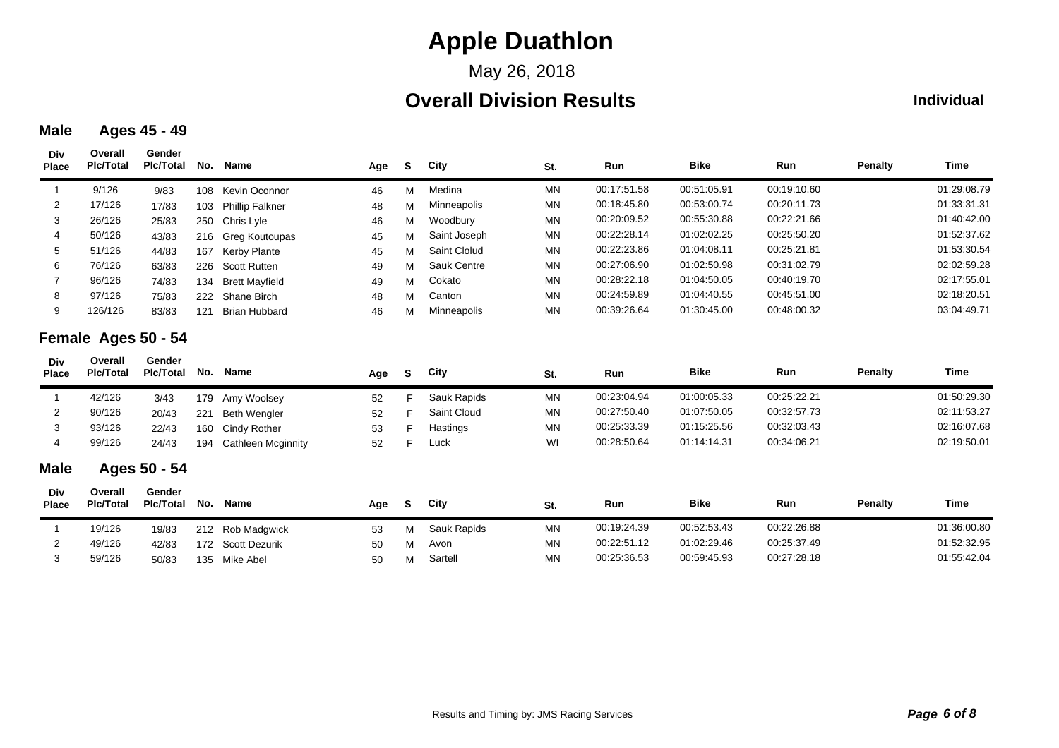# Apple Duathlon

May 26, 2018

## Overall Division Results

**Individual**

### Male Ages 45 - 49

| Div Place | Overall Plc/Total | Gender Plc/Total | No. | Name | Age | S | City | St. | Run | Bike | Run | Penalty | Time |
|---|---|---|---|---|---|---|---|---|---|---|---|---|---|
| 1 | 9/126 | 9/83 | 108 | Kevin Oconnor | 46 | M | Medina | MN | 00:17:51.58 | 00:51:05.91 | 00:19:10.60 | | 01:29:08.79 |
| 2 | 17/126 | 17/83 | 103 | Phillip Falkner | 48 | M | Minneapolis | MN | 00:18:45.80 | 00:53:00.74 | 00:20:11.73 | | 01:33:31.31 |
| 3 | 26/126 | 25/83 | 250 | Chris Lyle | 46 | M | Woodbury | MN | 00:20:09.52 | 00:55:30.88 | 00:22:21.66 | | 01:40:42.00 |
| 4 | 50/126 | 43/83 | 216 | Greg Koutoupas | 45 | M | Saint Joseph | MN | 00:22:28.14 | 01:02:02.25 | 00:25:50.20 | | 01:52:37.62 |
| 5 | 51/126 | 44/83 | 167 | Kerby Plante | 45 | M | Saint Clolud | MN | 00:22:23.86 | 01:04:08.11 | 00:25:21.81 | | 01:53:30.54 |
| 6 | 76/126 | 63/83 | 226 | Scott Rutten | 49 | M | Sauk Centre | MN | 00:27:06.90 | 01:02:50.98 | 00:31:02.79 | | 02:02:59.28 |
| 7 | 96/126 | 74/83 | 134 | Brett Mayfield | 49 | M | Cokato | MN | 00:28:22.18 | 01:04:50.05 | 00:40:19.70 | | 02:17:55.01 |
| 8 | 97/126 | 75/83 | 222 | Shane Birch | 48 | M | Canton | MN | 00:24:59.89 | 01:04:40.55 | 00:45:51.00 | | 02:18:20.51 |
| 9 | 126/126 | 83/83 | 121 | Brian Hubbard | 46 | M | Minneapolis | MN | 00:39:26.64 | 01:30:45.00 | 00:48:00.32 | | 03:04:49.71 |

### Female Ages 50 - 54

| Div Place | Overall Plc/Total | Gender Plc/Total | No. | Name | Age | S | City | St. | Run | Bike | Run | Penalty | Time |
|---|---|---|---|---|---|---|---|---|---|---|---|---|---|
| 1 | 42/126 | 3/43 | 179 | Amy Woolsey | 52 | F | Sauk Rapids | MN | 00:23:04.94 | 01:00:05.33 | 00:25:22.21 | | 01:50:29.30 |
| 2 | 90/126 | 20/43 | 221 | Beth Wengler | 52 | F | Saint Cloud | MN | 00:27:50.40 | 01:07:50.05 | 00:32:57.73 | | 02:11:53.27 |
| 3 | 93/126 | 22/43 | 160 | Cindy Rother | 53 | F | Hastings | MN | 00:25:33.39 | 01:15:25.56 | 00:32:03.43 | | 02:16:07.68 |
| 4 | 99/126 | 24/43 | 194 | Cathleen Mcginnity | 52 | F | Luck | WI | 00:28:50.64 | 01:14:14.31 | 00:34:06.21 | | 02:19:50.01 |

### Male Ages 50 - 54

| Div Place | Overall Plc/Total | Gender Plc/Total | No. | Name | Age | S | City | St. | Run | Bike | Run | Penalty | Time |
|---|---|---|---|---|---|---|---|---|---|---|---|---|---|
| 1 | 19/126 | 19/83 | 212 | Rob Madgwick | 53 | M | Sauk Rapids | MN | 00:19:24.39 | 00:52:53.43 | 00:22:26.88 | | 01:36:00.80 |
| 2 | 49/126 | 42/83 | 172 | Scott Dezurik | 50 | M | Avon | MN | 00:22:51.12 | 01:02:29.46 | 00:25:37.49 | | 01:52:32.95 |
| 3 | 59/126 | 50/83 | 135 | Mike Abel | 50 | M | Sartell | MN | 00:25:36.53 | 00:59:45.93 | 00:27:28.18 | | 01:55:42.04 |

Results and Timing by: JMS Racing Services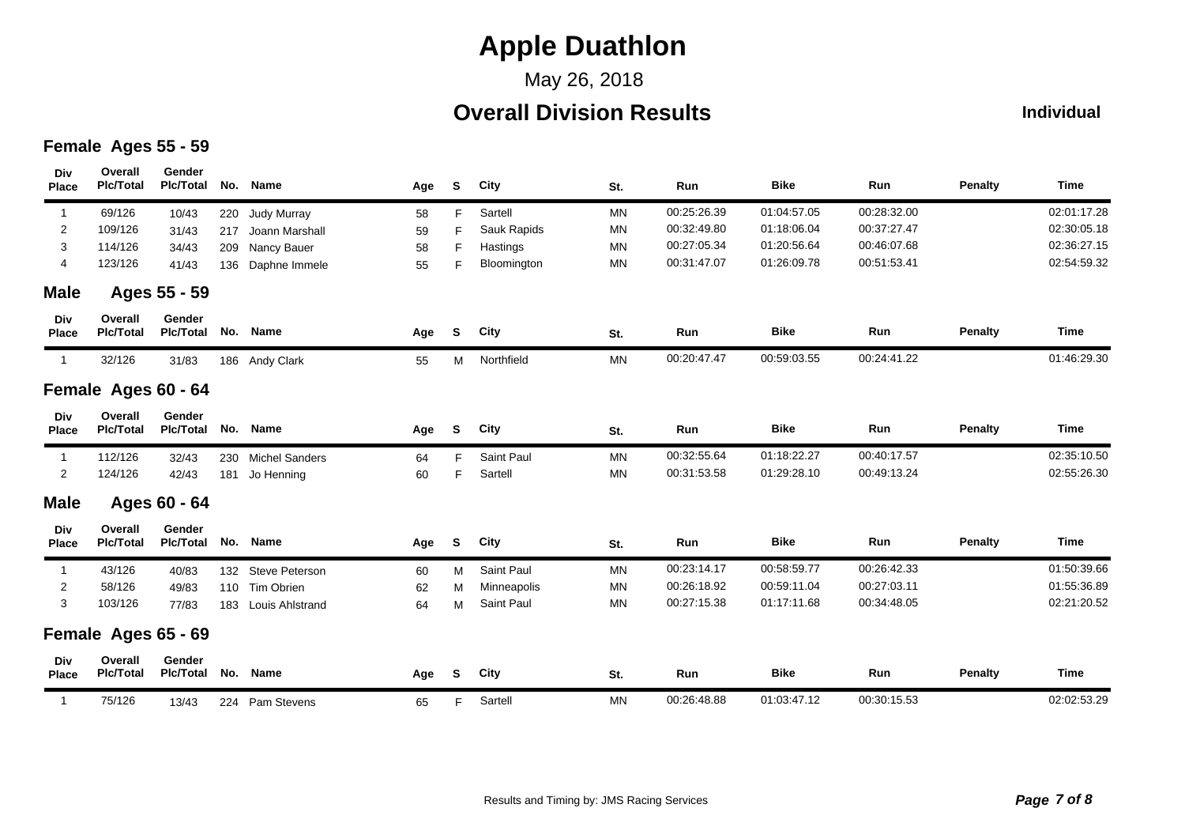# Apple Duathlon

May 26, 2018

## Overall Division Results

**Individual**

### Female Ages 55 - 59

| Div Place | Overall Plc/Total | Gender Plc/Total | No. | Name | Age | S | City | St. | Run | Bike | Run | Penalty | Time |
|---|---|---|---|---|---|---|---|---|---|---|---|---|---|
| 1 | 69/126 | 10/43 | 220 | Judy Murray | 58 | F | Sartell | MN | 00:25:26.39 | 01:04:57.05 | 00:28:32.00 | | 02:01:17.28 |
| 2 | 109/126 | 31/43 | 217 | Joann Marshall | 59 | F | Sauk Rapids | MN | 00:32:49.80 | 01:18:06.04 | 00:37:27.47 | | 02:30:05.18 |
| 3 | 114/126 | 34/43 | 209 | Nancy Bauer | 58 | F | Hastings | MN | 00:27:05.34 | 01:20:56.64 | 00:46:07.68 | | 02:36:27.15 |
| 4 | 123/126 | 41/43 | 136 | Daphne Immele | 55 | F | Bloomington | MN | 00:31:47.07 | 01:26:09.78 | 00:51:53.41 | | 02:54:59.32 |

### Male Ages 55 - 59

| Div Place | Overall Plc/Total | Gender Plc/Total | No. | Name | Age | S | City | St. | Run | Bike | Run | Penalty | Time |
|---|---|---|---|---|---|---|---|---|---|---|---|---|---|
| 1 | 32/126 | 31/83 | 186 | Andy Clark | 55 | M | Northfield | MN | 00:20:47.47 | 00:59:03.55 | 00:24:41.22 | | 01:46:29.30 |

### Female Ages 60 - 64

| Div Place | Overall Plc/Total | Gender Plc/Total | No. | Name | Age | S | City | St. | Run | Bike | Run | Penalty | Time |
|---|---|---|---|---|---|---|---|---|---|---|---|---|---|
| 1 | 112/126 | 32/43 | 230 | Michel Sanders | 64 | F | Saint Paul | MN | 00:32:55.64 | 01:18:22.27 | 00:40:17.57 | | 02:35:10.50 |
| 2 | 124/126 | 42/43 | 181 | Jo Henning | 60 | F | Sartell | MN | 00:31:53.58 | 01:29:28.10 | 00:49:13.24 | | 02:55:26.30 |

### Male Ages 60 - 64

| Div Place | Overall Plc/Total | Gender Plc/Total | No. | Name | Age | S | City | St. | Run | Bike | Run | Penalty | Time |
|---|---|---|---|---|---|---|---|---|---|---|---|---|---|
| 1 | 43/126 | 40/83 | 132 | Steve Peterson | 60 | M | Saint Paul | MN | 00:23:14.17 | 00:58:59.77 | 00:26:42.33 | | 01:50:39.66 |
| 2 | 58/126 | 49/83 | 110 | Tim Obrien | 62 | M | Minneapolis | MN | 00:26:18.92 | 00:59:11.04 | 00:27:03.11 | | 01:55:36.89 |
| 3 | 103/126 | 77/83 | 183 | Louis Ahlstrand | 64 | M | Saint Paul | MN | 00:27:15.38 | 01:17:11.68 | 00:34:48.05 | | 02:21:20.52 |

### Female Ages 65 - 69

| Div Place | Overall Plc/Total | Gender Plc/Total | No. | Name | Age | S | City | St. | Run | Bike | Run | Penalty | Time |
|---|---|---|---|---|---|---|---|---|---|---|---|---|---|
| 1 | 75/126 | 13/43 | 224 | Pam Stevens | 65 | F | Sartell | MN | 00:26:48.88 | 01:03:47.12 | 00:30:15.53 | | 02:02:53.29 |

Results and Timing by: JMS Racing Services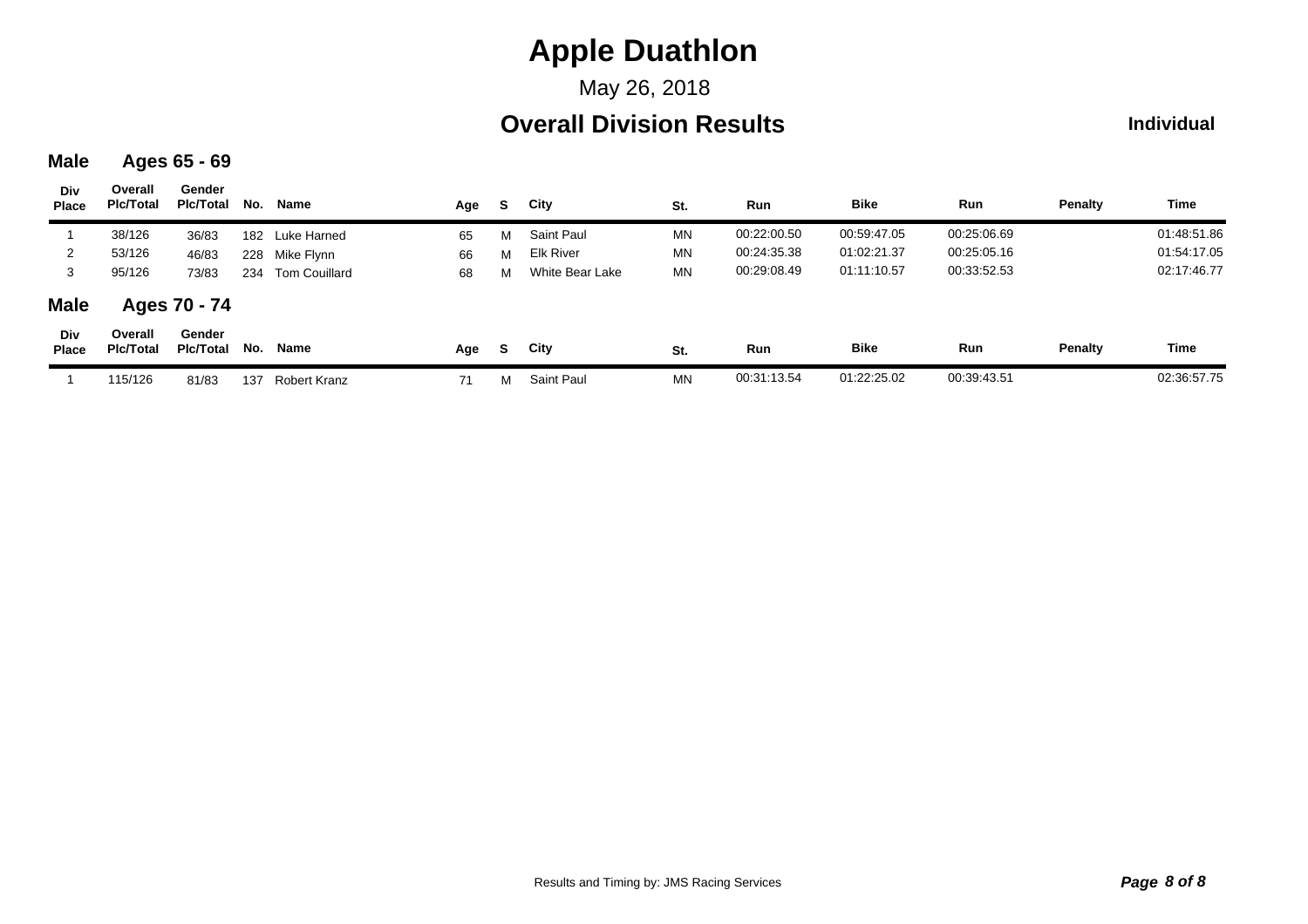# Apple Duathlon

May 26, 2018

## Overall Division Results

**Individual**

### Male Ages 65 - 69

| Div Place | Overall Plc/Total | Gender Plc/Total | No. | Name | Age | S | City | St. | Run | Bike | Run | Penalty | Time |
|---|---|---|---|---|---|---|---|---|---|---|---|---|---|
| 1 | 38/126 | 36/83 | 182 | Luke Harned | 65 | M | Saint Paul | MN | 00:22:00.50 | 00:59:47.05 | 00:25:06.69 | | 01:48:51.86 |
| 2 | 53/126 | 46/83 | 228 | Mike Flynn | 66 | M | Elk River | MN | 00:24:35.38 | 01:02:21.37 | 00:25:05.16 | | 01:54:17.05 |
| 3 | 95/126 | 73/83 | 234 | Tom Couillard | 68 | M | White Bear Lake | MN | 00:29:08.49 | 01:11:10.57 | 00:33:52.53 | | 02:17:46.77 |

### Male Ages 70 - 74

| Div Place | Overall Plc/Total | Gender Plc/Total | No. | Name | Age | S | City | St. | Run | Bike | Run | Penalty | Time |
|---|---|---|---|---|---|---|---|---|---|---|---|---|---|
| 1 | 115/126 | 81/83 | 137 | Robert Kranz | 71 | M | Saint Paul | MN | 00:31:13.54 | 01:22:25.02 | 00:39:43.51 | | 02:36:57.75 |

Results and Timing by: JMS Racing Services